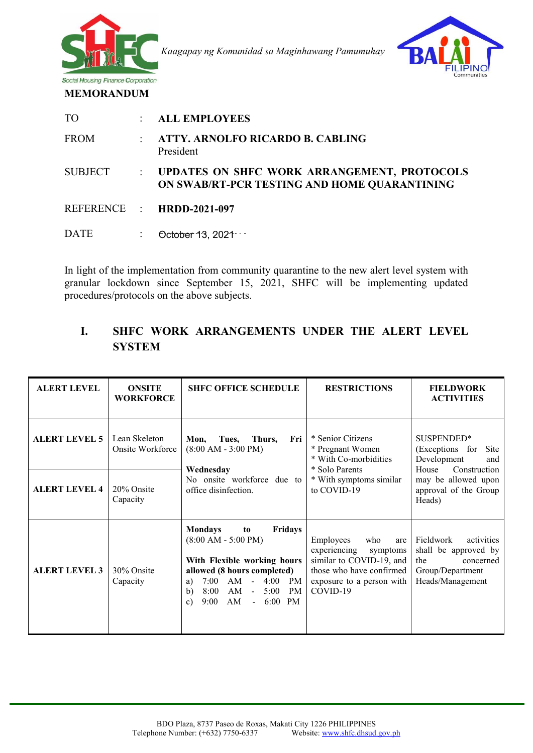*Kaagapay ng Komunidad sa Maginhawang Pamumuhay*

**MEMORANDUM**

| | | |
|---|---|---|
| TO | : | **ALL EMPLOYEES** |
| FROM | : | **ATTY. ARNOLFO RICARDO B. CABLING** President |
| SUBJECT | : | **UPDATES ON SHFC WORK ARRANGEMENT, PROTOCOLS ON SWAB/RT-PCR TESTING AND HOME QUARANTINING** |
| REFERENCE | : | **HRDD-2021-097** |
| DATE | : | October 13, 2021 |

In light of the implementation from community quarantine to the new alert level system with granular lockdown since September 15, 2021, SHFC will be implementing updated procedures/protocols on the above subjects.

## I. SHFC WORK ARRANGEMENTS UNDER THE ALERT LEVEL SYSTEM

| ALERT LEVEL | ONSITE WORKFORCE | SHFC OFFICE SCHEDULE | RESTRICTIONS | FIELDWORK ACTIVITIES |
|---|---|---|---|---|
| **ALERT LEVEL 5** | Lean Skeleton Onsite Workforce | **Mon, Tues, Thurs, Fri** (8:00 AM - 3:00 PM)<br><br>**Wednesday**<br>No onsite workforce due to office disinfection. | * Senior Citizens<br>* Pregnant Women<br>* With Co-morbidities<br>* Solo Parents<br>* With symptoms similar to COVID-19 | SUSPENDED* (Exceptions for Site Development and House Construction may be allowed upon approval of the Group Heads) |
| **ALERT LEVEL 4** | 20% Onsite Capacity | | | |
| **ALERT LEVEL 3** | 30% Onsite Capacity | **Mondays to Fridays** (8:00 AM - 5:00 PM)<br><br>**With Flexible working hours allowed (8 hours completed)**<br>a) 7:00 AM - 4:00 PM<br>b) 8:00 AM - 5:00 PM<br>c) 9:00 AM - 6:00 PM | Employees who are experiencing symptoms similar to COVID-19, and those who have confirmed exposure to a person with COVID-19 | Fieldwork activities shall be approved by the concerned Group/Department Heads/Management |

BDO Plaza, 8737 Paseo de Roxas, Makati City 1226 PHILIPPINES
Telephone Number: (+632) 7750-6337 Website: www.shfc.dhsud.gov.ph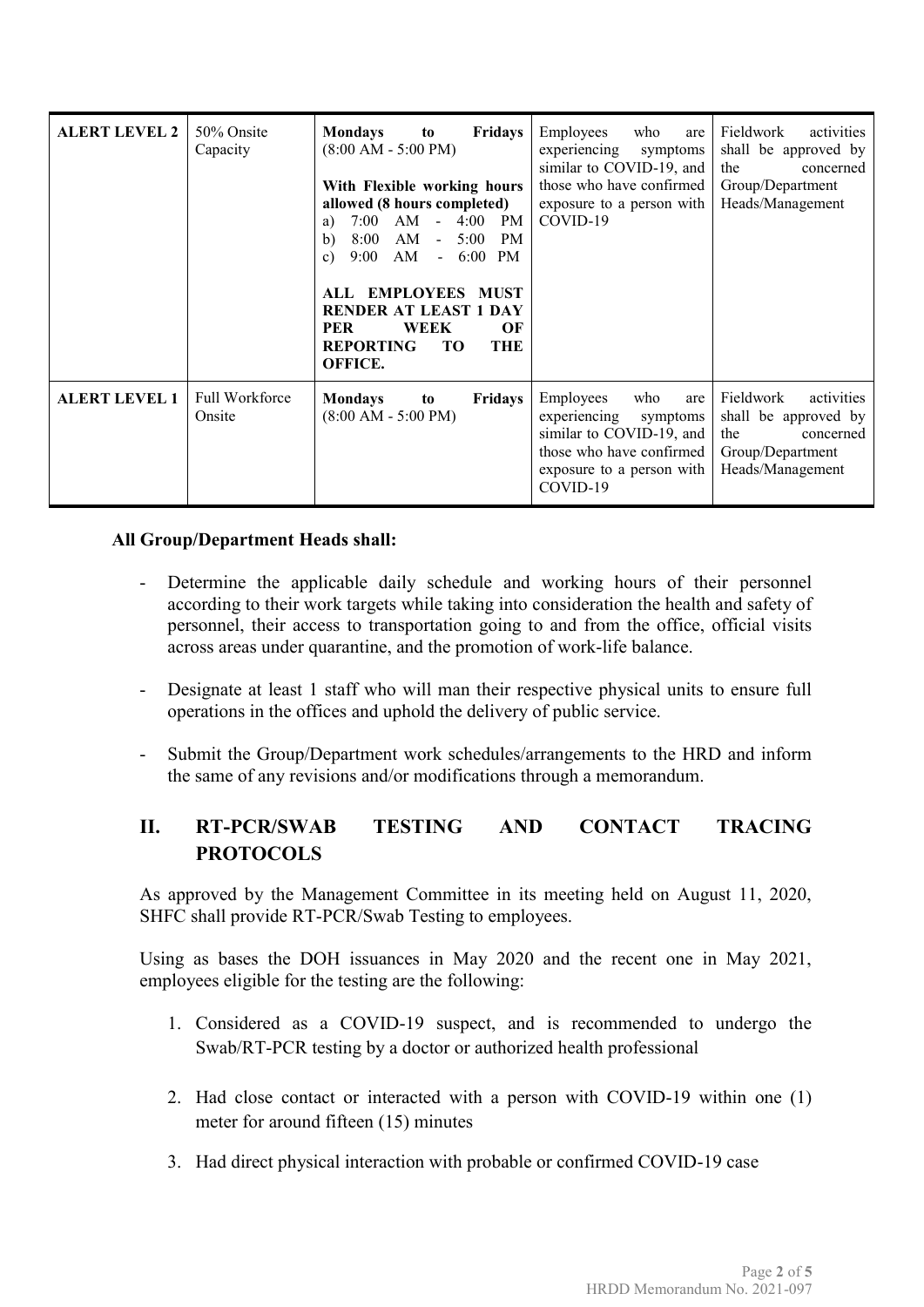| ALERT LEVEL 2 | 50% Onsite Capacity | **Mondays to Fridays** (8:00 AM - 5:00 PM)<br><br>**With Flexible working hours allowed (8 hours completed)**<br>a) 7:00 AM - 4:00 PM<br>b) 8:00 AM - 5:00 PM<br>c) 9:00 AM - 6:00 PM<br><br>**ALL EMPLOYEES MUST RENDER AT LEAST 1 DAY PER WEEK OF REPORTING TO THE OFFICE.** | Employees who are experiencing symptoms similar to COVID-19, and those who have confirmed exposure to a person with COVID-19 | Fieldwork activities shall be approved by the concerned Group/Department Heads/Management |
|---|---|---|---|---|
| ALERT LEVEL 1 | Full Workforce Onsite | **Mondays to Fridays** (8:00 AM - 5:00 PM) | Employees who are experiencing symptoms similar to COVID-19, and those who have confirmed exposure to a person with COVID-19 | Fieldwork activities shall be approved by the concerned Group/Department Heads/Management |

**All Group/Department Heads shall:**

- Determine the applicable daily schedule and working hours of their personnel according to their work targets while taking into consideration the health and safety of personnel, their access to transportation going to and from the office, official visits across areas under quarantine, and the promotion of work-life balance.

- Designate at least 1 staff who will man their respective physical units to ensure full operations in the offices and uphold the delivery of public service.

- Submit the Group/Department work schedules/arrangements to the HRD and inform the same of any revisions and/or modifications through a memorandum.

## II. RT-PCR/SWAB TESTING AND CONTACT TRACING PROTOCOLS

As approved by the Management Committee in its meeting held on August 11, 2020, SHFC shall provide RT-PCR/Swab Testing to employees.

Using as bases the DOH issuances in May 2020 and the recent one in May 2021, employees eligible for the testing are the following:

1. Considered as a COVID-19 suspect, and is recommended to undergo the Swab/RT-PCR testing by a doctor or authorized health professional

2. Had close contact or interacted with a person with COVID-19 within one (1) meter for around fifteen (15) minutes

3. Had direct physical interaction with probable or confirmed COVID-19 case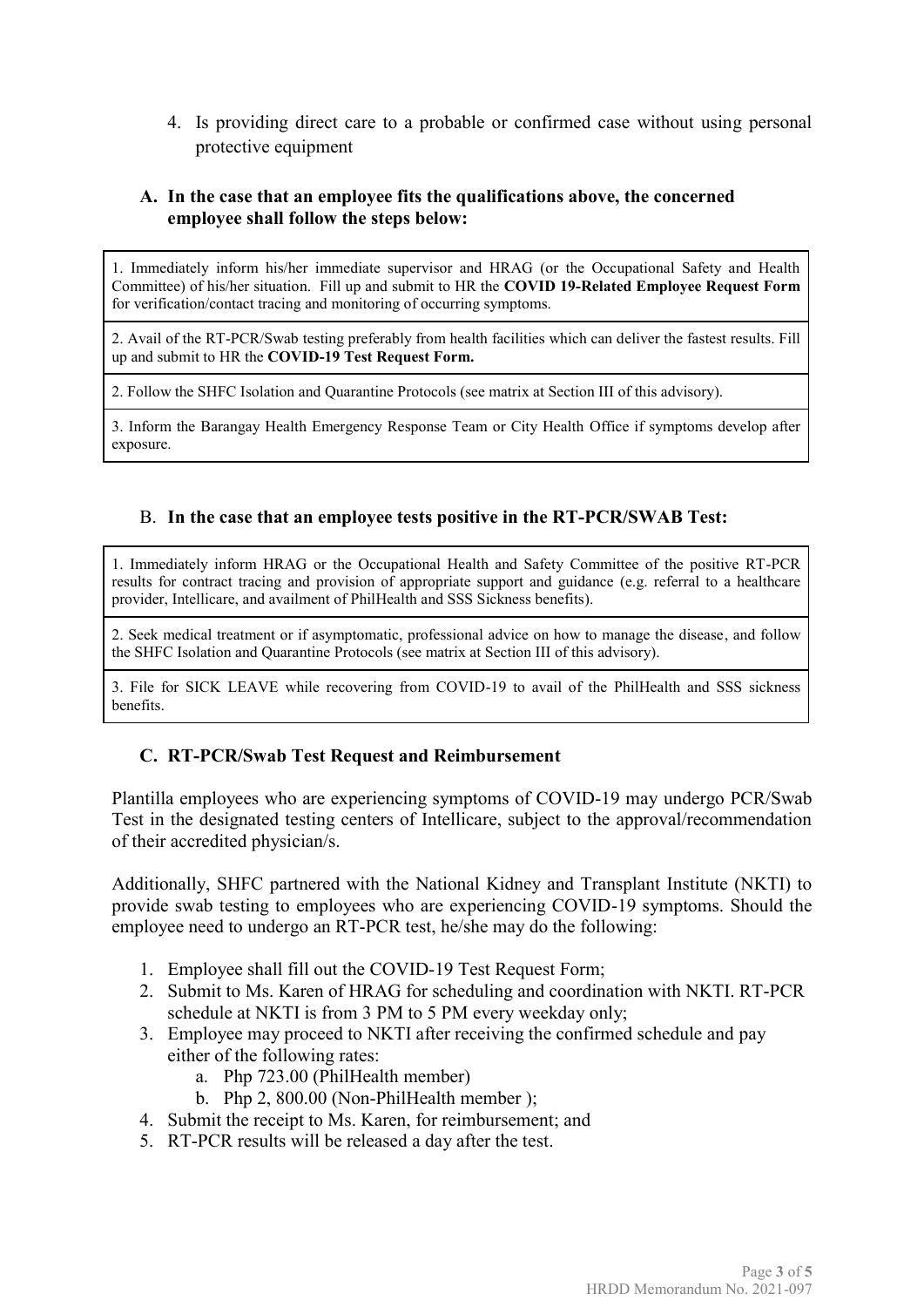4. Is providing direct care to a probable or confirmed case without using personal protective equipment

### A. In the case that an employee fits the qualifications above, the concerned employee shall follow the steps below:

| |
|---|
| 1. Immediately inform his/her immediate supervisor and HRAG (or the Occupational Safety and Health Committee) of his/her situation. Fill up and submit to HR the **COVID 19-Related Employee Request Form** for verification/contact tracing and monitoring of occurring symptoms. |
| 2. Avail of the RT-PCR/Swab testing preferably from health facilities which can deliver the fastest results. Fill up and submit to HR the **COVID-19 Test Request Form.** |
| 2. Follow the SHFC Isolation and Quarantine Protocols (see matrix at Section III of this advisory). |
| 3. Inform the Barangay Health Emergency Response Team or City Health Office if symptoms develop after exposure. |

### B. In the case that an employee tests positive in the RT-PCR/SWAB Test:

| |
|---|
| 1. Immediately inform HRAG or the Occupational Health and Safety Committee of the positive RT-PCR results for contract tracing and provision of appropriate support and guidance (e.g. referral to a healthcare provider, Intellicare, and availment of PhilHealth and SSS Sickness benefits). |
| 2. Seek medical treatment or if asymptomatic, professional advice on how to manage the disease, and follow the SHFC Isolation and Quarantine Protocols (see matrix at Section III of this advisory). |
| 3. File for SICK LEAVE while recovering from COVID-19 to avail of the PhilHealth and SSS sickness benefits. |

### C. RT-PCR/Swab Test Request and Reimbursement

Plantilla employees who are experiencing symptoms of COVID-19 may undergo PCR/Swab Test in the designated testing centers of Intellicare, subject to the approval/recommendation of their accredited physician/s.

Additionally, SHFC partnered with the National Kidney and Transplant Institute (NKTI) to provide swab testing to employees who are experiencing COVID-19 symptoms. Should the employee need to undergo an RT-PCR test, he/she may do the following:

1. Employee shall fill out the COVID-19 Test Request Form;
2. Submit to Ms. Karen of HRAG for scheduling and coordination with NKTI. RT-PCR schedule at NKTI is from 3 PM to 5 PM every weekday only;
3. Employee may proceed to NKTI after receiving the confirmed schedule and pay either of the following rates:
   a. Php 723.00 (PhilHealth member)
   b. Php 2, 800.00 (Non-PhilHealth member );
4. Submit the receipt to Ms. Karen, for reimbursement; and
5. RT-PCR results will be released a day after the test.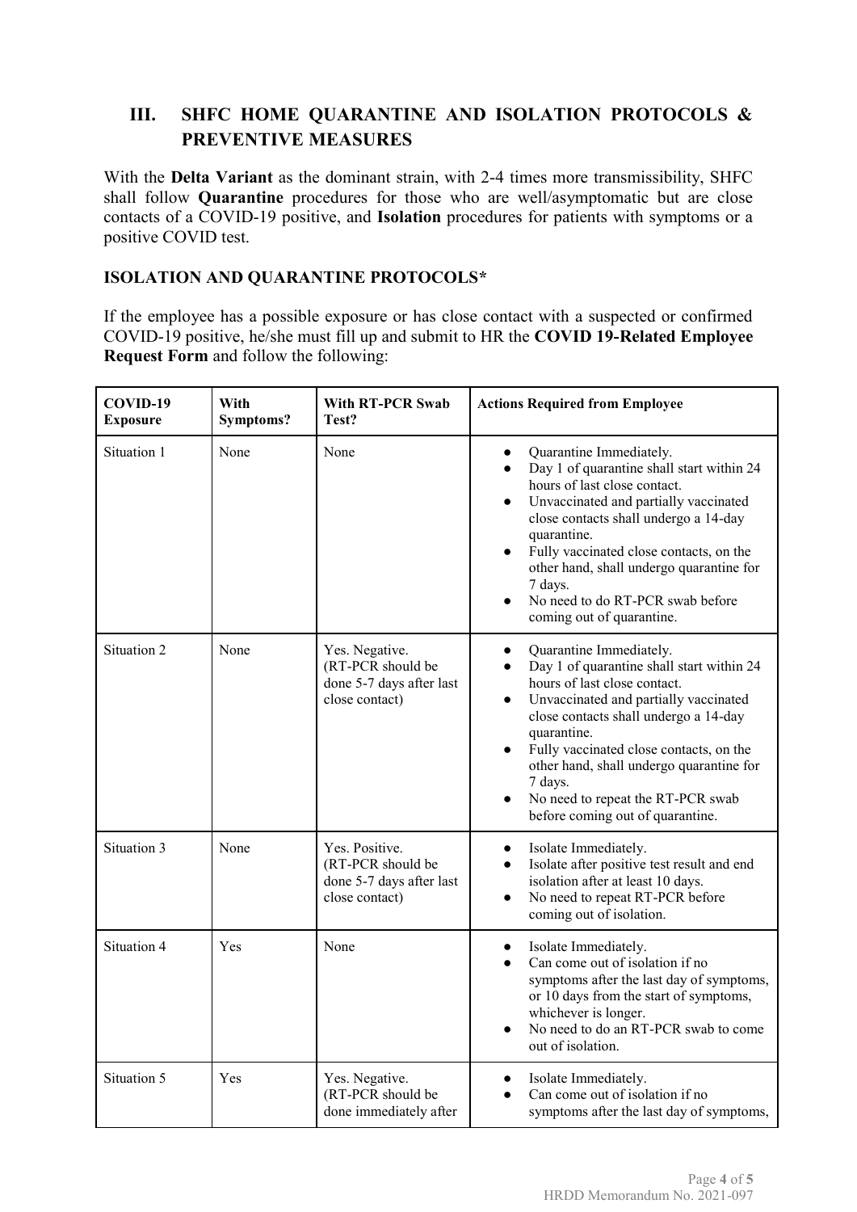## III. SHFC HOME QUARANTINE AND ISOLATION PROTOCOLS & PREVENTIVE MEASURES

With the **Delta Variant** as the dominant strain, with 2-4 times more transmissibility, SHFC shall follow **Quarantine** procedures for those who are well/asymptomatic but are close contacts of a COVID-19 positive, and **Isolation** procedures for patients with symptoms or a positive COVID test.

### ISOLATION AND QUARANTINE PROTOCOLS*

If the employee has a possible exposure or has close contact with a suspected or confirmed COVID-19 positive, he/she must fill up and submit to HR the **COVID 19-Related Employee Request Form** and follow the following:

| COVID-19 Exposure | With Symptoms? | With RT-PCR Swab Test? | Actions Required from Employee |
|---|---|---|---|
| Situation 1 | None | None | • Quarantine Immediately.<br>• Day 1 of quarantine shall start within 24 hours of last close contact.<br>• Unvaccinated and partially vaccinated close contacts shall undergo a 14-day quarantine.<br>• Fully vaccinated close contacts, on the other hand, shall undergo quarantine for 7 days.<br>• No need to do RT-PCR swab before coming out of quarantine. |
| Situation 2 | None | Yes. Negative. (RT-PCR should be done 5-7 days after last close contact) | • Quarantine Immediately.<br>• Day 1 of quarantine shall start within 24 hours of last close contact.<br>• Unvaccinated and partially vaccinated close contacts shall undergo a 14-day quarantine.<br>• Fully vaccinated close contacts, on the other hand, shall undergo quarantine for 7 days.<br>• No need to repeat the RT-PCR swab before coming out of quarantine. |
| Situation 3 | None | Yes. Positive. (RT-PCR should be done 5-7 days after last close contact) | • Isolate Immediately.<br>• Isolate after positive test result and end isolation after at least 10 days.<br>• No need to repeat RT-PCR before coming out of isolation. |
| Situation 4 | Yes | None | • Isolate Immediately.<br>• Can come out of isolation if no symptoms after the last day of symptoms, or 10 days from the start of symptoms, whichever is longer.<br>• No need to do an RT-PCR swab to come out of isolation. |
| Situation 5 | Yes | Yes. Negative. (RT-PCR should be done immediately after | • Isolate Immediately.<br>• Can come out of isolation if no symptoms after the last day of symptoms, |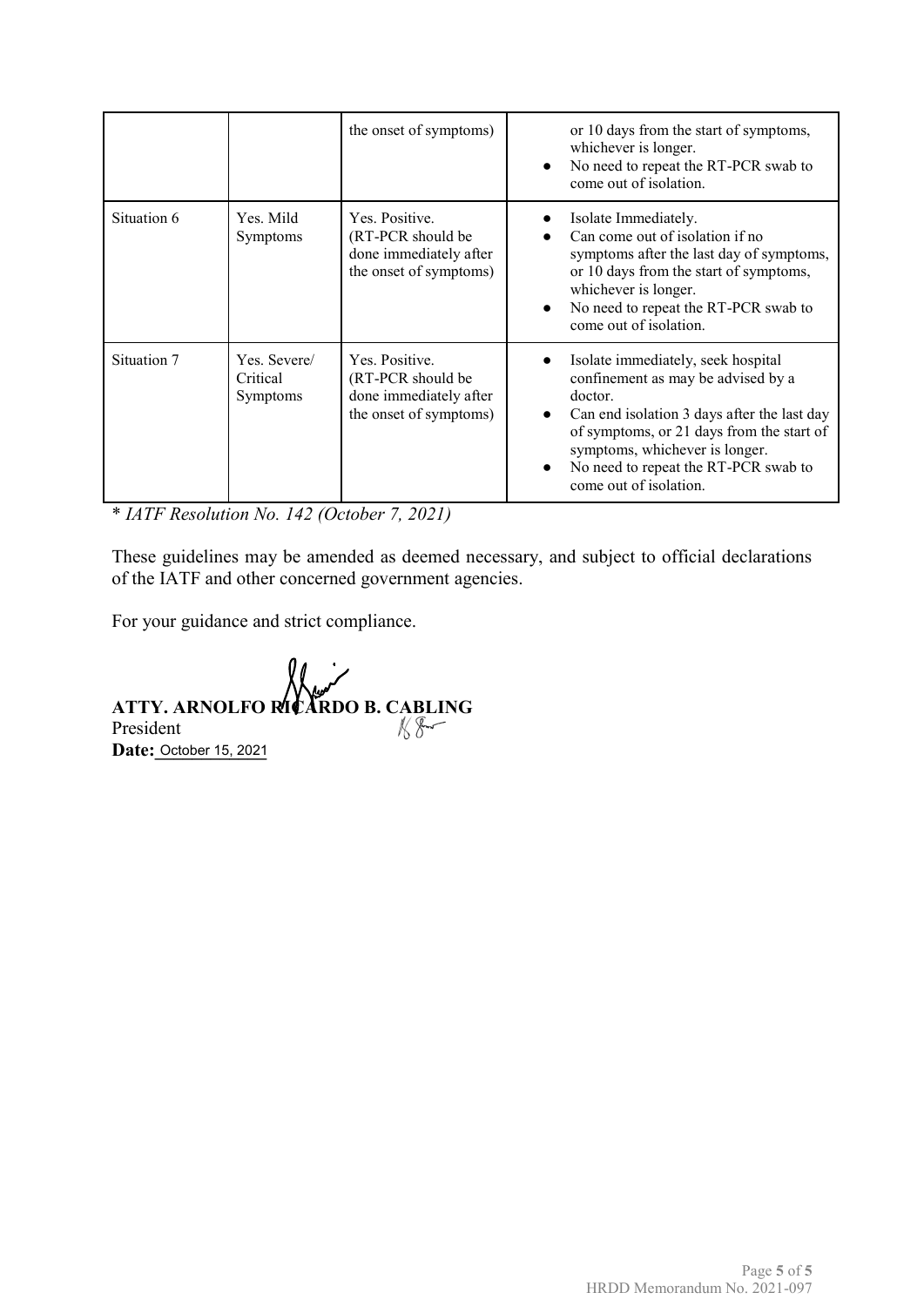| | | | |
|---|---|---|---|
| | | the onset of symptoms) | or 10 days from the start of symptoms, whichever is longer.<br>● No need to repeat the RT-PCR swab to come out of isolation. |
| Situation 6 | Yes. Mild Symptoms | Yes. Positive. (RT-PCR should be done immediately after the onset of symptoms) | ● Isolate Immediately.<br>● Can come out of isolation if no symptoms after the last day of symptoms, or 10 days from the start of symptoms, whichever is longer.<br>● No need to repeat the RT-PCR swab to come out of isolation. |
| Situation 7 | Yes. Severe/ Critical Symptoms | Yes. Positive. (RT-PCR should be done immediately after the onset of symptoms) | ● Isolate immediately, seek hospital confinement as may be advised by a doctor.<br>● Can end isolation 3 days after the last day of symptoms, or 21 days from the start of symptoms, whichever is longer.<br>● No need to repeat the RT-PCR swab to come out of isolation. |

\* *IATF Resolution No. 142 (October 7, 2021)*

These guidelines may be amended as deemed necessary, and subject to official declarations of the IATF and other concerned government agencies.

For your guidance and strict compliance.

**ATTY. ARNOLFO RICARDO B. CABLING**
President
**Date:** October 15, 2021